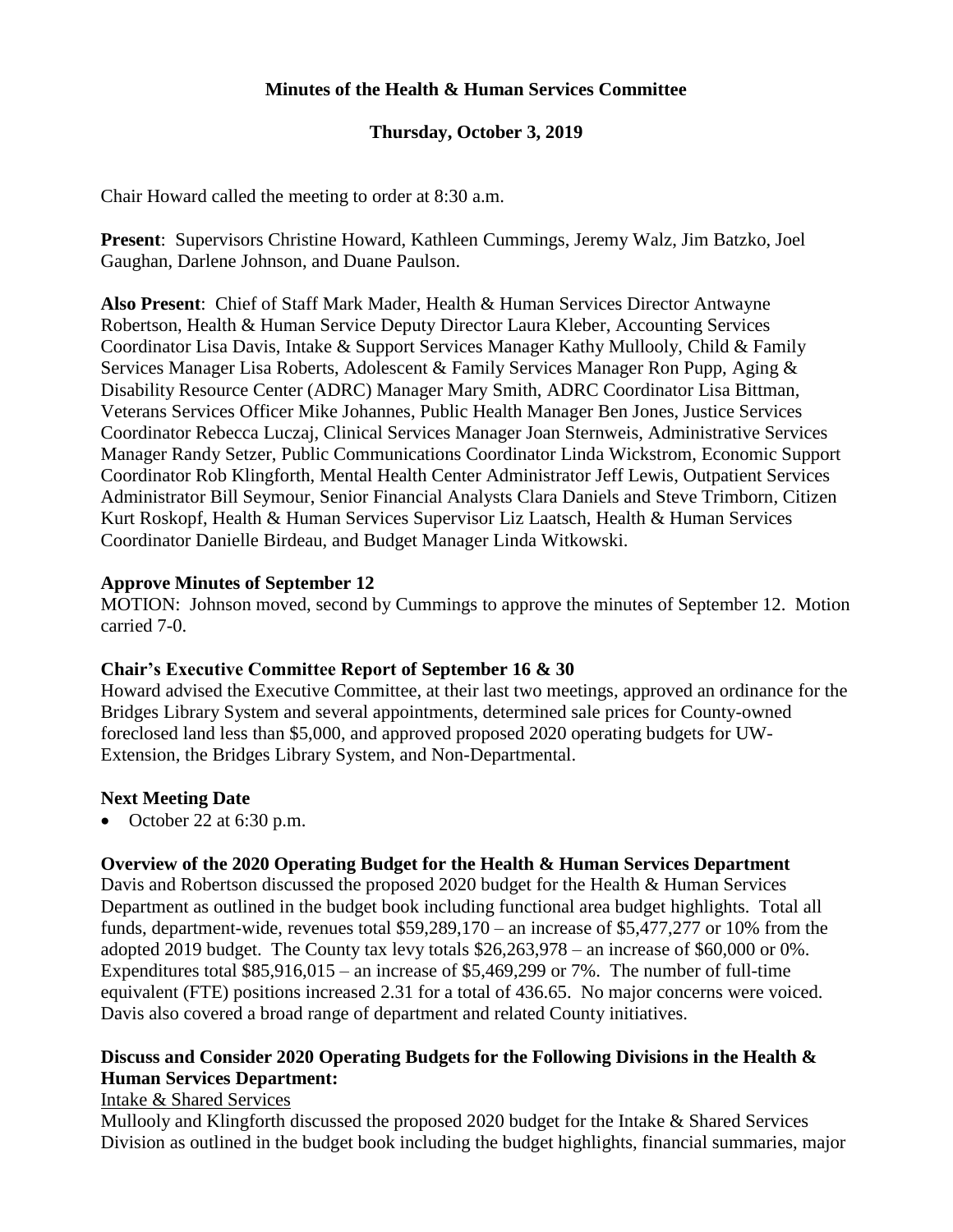# Minutes of the Health & Human Services Committee

## Thursday, October 3, 2019

Chair Howard called the meeting to order at 8:30 a.m.

**Present**: Supervisors Christine Howard, Kathleen Cummings, Jeremy Walz, Jim Batzko, Joel Gaughan, Darlene Johnson, and Duane Paulson.

**Also Present**: Chief of Staff Mark Mader, Health & Human Services Director Antwayne Robertson, Health & Human Service Deputy Director Laura Kleber, Accounting Services Coordinator Lisa Davis, Intake & Support Services Manager Kathy Mullooly, Child & Family Services Manager Lisa Roberts, Adolescent & Family Services Manager Ron Pupp, Aging & Disability Resource Center (ADRC) Manager Mary Smith, ADRC Coordinator Lisa Bittman, Veterans Services Officer Mike Johannes, Public Health Manager Ben Jones, Justice Services Coordinator Rebecca Luczaj, Clinical Services Manager Joan Sternweis, Administrative Services Manager Randy Setzer, Public Communications Coordinator Linda Wickstrom, Economic Support Coordinator Rob Klingforth, Mental Health Center Administrator Jeff Lewis, Outpatient Services Administrator Bill Seymour, Senior Financial Analysts Clara Daniels and Steve Trimborn, Citizen Kurt Roskopf, Health & Human Services Supervisor Liz Laatsch, Health & Human Services Coordinator Danielle Birdeau, and Budget Manager Linda Witkowski.

### Approve Minutes of September 12

MOTION: Johnson moved, second by Cummings to approve the minutes of September 12. Motion carried 7-0.

### Chair's Executive Committee Report of September 16 & 30

Howard advised the Executive Committee, at their last two meetings, approved an ordinance for the Bridges Library System and several appointments, determined sale prices for County-owned foreclosed land less than $5,000, and approved proposed 2020 operating budgets for UW-Extension, the Bridges Library System, and Non-Departmental.

### Next Meeting Date

- October 22 at 6:30 p.m.

### Overview of the 2020 Operating Budget for the Health & Human Services Department

Davis and Robertson discussed the proposed 2020 budget for the Health & Human Services Department as outlined in the budget book including functional area budget highlights. Total all funds, department-wide, revenues total $59,289,170 – an increase of $5,477,277 or 10% from the adopted 2019 budget. The County tax levy totals $26,263,978 – an increase of $60,000 or 0%. Expenditures total $85,916,015 – an increase of $5,469,299 or 7%. The number of full-time equivalent (FTE) positions increased 2.31 for a total of 436.65. No major concerns were voiced. Davis also covered a broad range of department and related County initiatives.

### Discuss and Consider 2020 Operating Budgets for the Following Divisions in the Health & Human Services Department:

Intake & Shared Services

Mullooly and Klingforth discussed the proposed 2020 budget for the Intake & Shared Services Division as outlined in the budget book including the budget highlights, financial summaries, major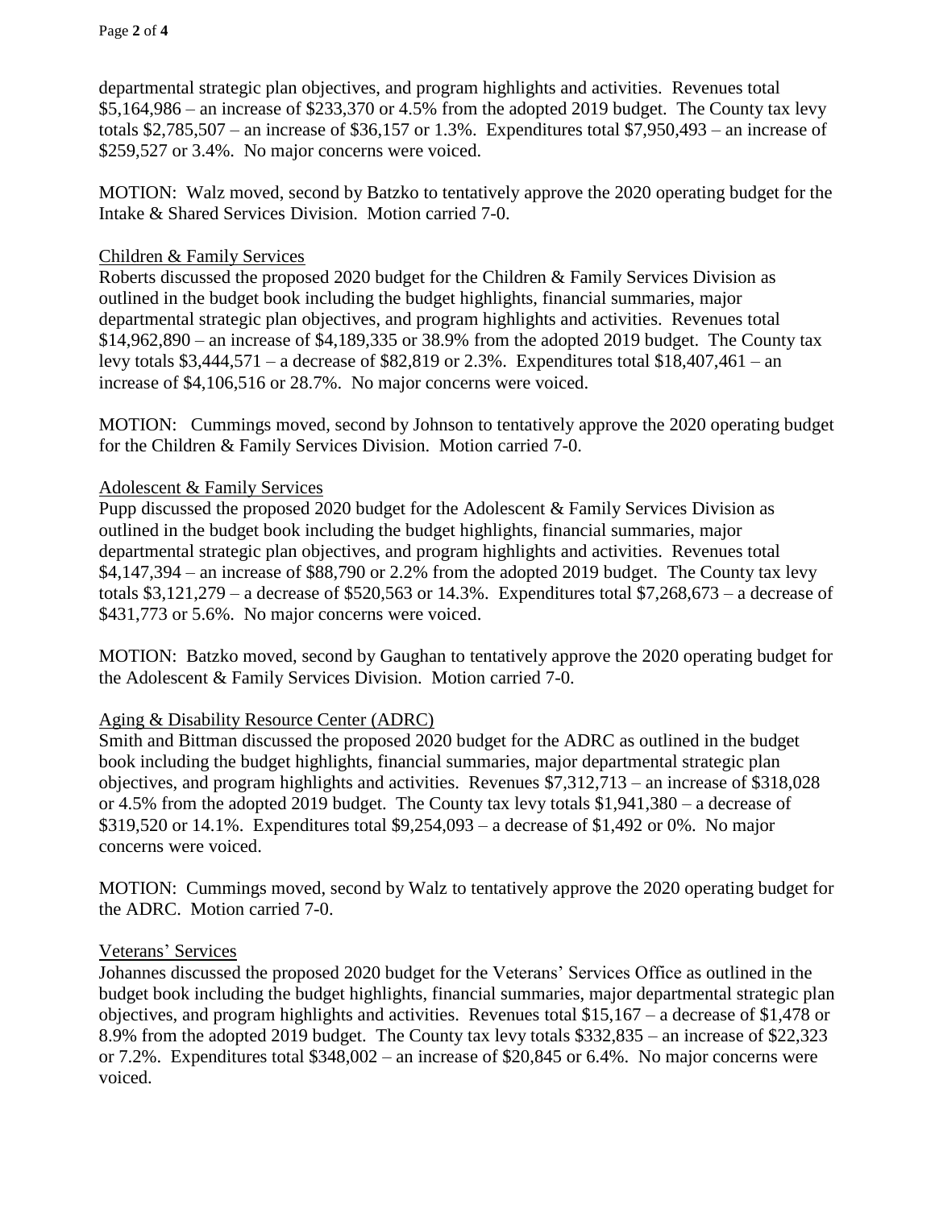departmental strategic plan objectives, and program highlights and activities. Revenues total \$5,164,986 – an increase of \$233,370 or 4.5% from the adopted 2019 budget. The County tax levy totals \$2,785,507 – an increase of \$36,157 or 1.3%. Expenditures total \$7,950,493 – an increase of \$259,527 or 3.4%. No major concerns were voiced.

MOTION: Walz moved, second by Batzko to tentatively approve the 2020 operating budget for the Intake & Shared Services Division. Motion carried 7-0.

Children & Family Services

Roberts discussed the proposed 2020 budget for the Children & Family Services Division as outlined in the budget book including the budget highlights, financial summaries, major departmental strategic plan objectives, and program highlights and activities. Revenues total \$14,962,890 – an increase of \$4,189,335 or 38.9% from the adopted 2019 budget. The County tax levy totals \$3,444,571 – a decrease of \$82,819 or 2.3%. Expenditures total \$18,407,461 – an increase of \$4,106,516 or 28.7%. No major concerns were voiced.

MOTION: Cummings moved, second by Johnson to tentatively approve the 2020 operating budget for the Children & Family Services Division. Motion carried 7-0.

Adolescent & Family Services

Pupp discussed the proposed 2020 budget for the Adolescent & Family Services Division as outlined in the budget book including the budget highlights, financial summaries, major departmental strategic plan objectives, and program highlights and activities. Revenues total \$4,147,394 – an increase of \$88,790 or 2.2% from the adopted 2019 budget. The County tax levy totals \$3,121,279 – a decrease of \$520,563 or 14.3%. Expenditures total \$7,268,673 – a decrease of \$431,773 or 5.6%. No major concerns were voiced.

MOTION: Batzko moved, second by Gaughan to tentatively approve the 2020 operating budget for the Adolescent & Family Services Division. Motion carried 7-0.

Aging & Disability Resource Center (ADRC)

Smith and Bittman discussed the proposed 2020 budget for the ADRC as outlined in the budget book including the budget highlights, financial summaries, major departmental strategic plan objectives, and program highlights and activities. Revenues \$7,312,713 – an increase of \$318,028 or 4.5% from the adopted 2019 budget. The County tax levy totals \$1,941,380 – a decrease of \$319,520 or 14.1%. Expenditures total \$9,254,093 – a decrease of \$1,492 or 0%. No major concerns were voiced.

MOTION: Cummings moved, second by Walz to tentatively approve the 2020 operating budget for the ADRC. Motion carried 7-0.

Veterans' Services

Johannes discussed the proposed 2020 budget for the Veterans' Services Office as outlined in the budget book including the budget highlights, financial summaries, major departmental strategic plan objectives, and program highlights and activities. Revenues total \$15,167 – a decrease of \$1,478 or 8.9% from the adopted 2019 budget. The County tax levy totals \$332,835 – an increase of \$22,323 or 7.2%. Expenditures total \$348,002 – an increase of \$20,845 or 6.4%. No major concerns were voiced.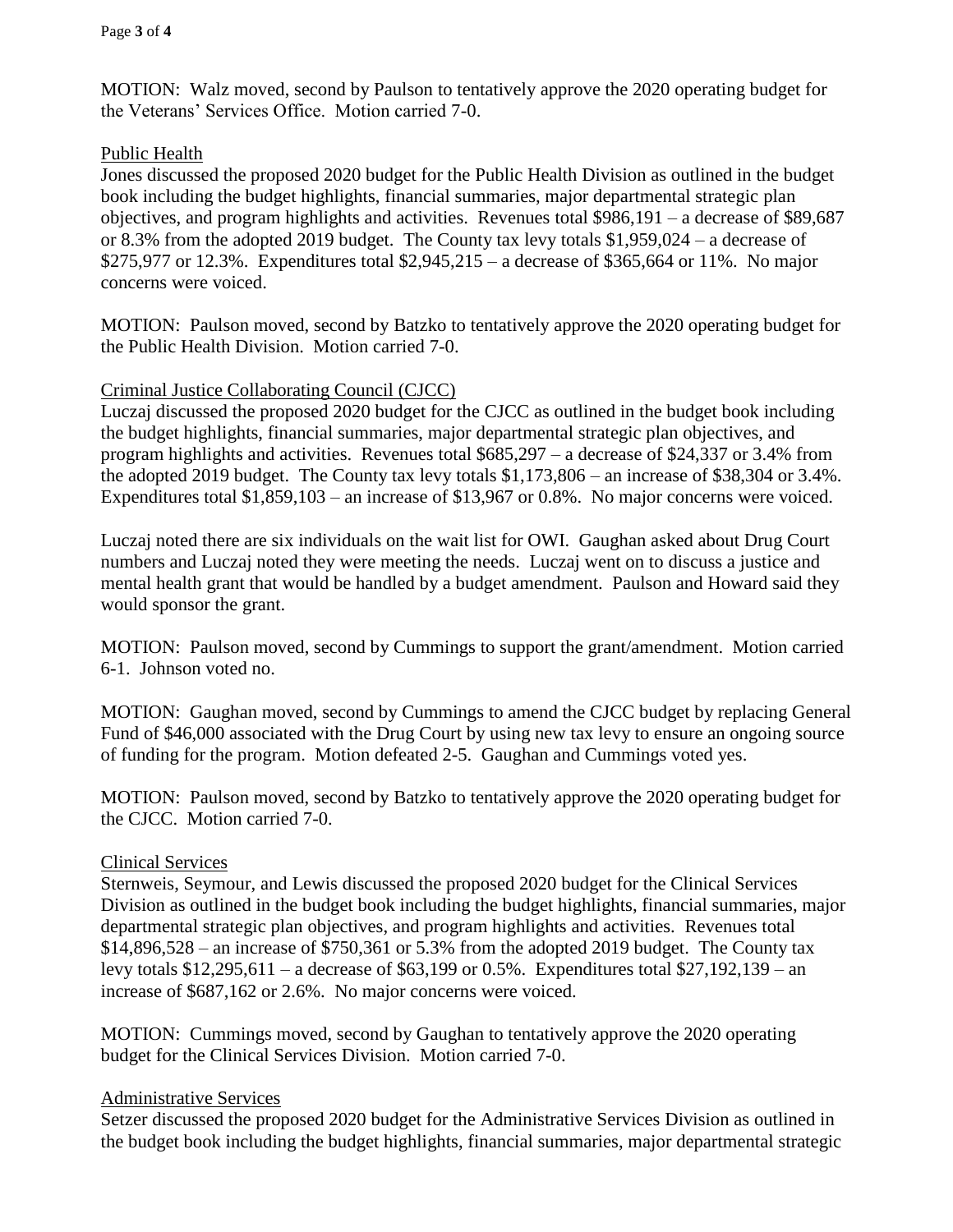MOTION: Walz moved, second by Paulson to tentatively approve the 2020 operating budget for the Veterans' Services Office. Motion carried 7-0.

Public Health

Jones discussed the proposed 2020 budget for the Public Health Division as outlined in the budget book including the budget highlights, financial summaries, major departmental strategic plan objectives, and program highlights and activities. Revenues total $986,191 – a decrease of $89,687 or 8.3% from the adopted 2019 budget. The County tax levy totals $1,959,024 – a decrease of $275,977 or 12.3%. Expenditures total $2,945,215 – a decrease of $365,664 or 11%. No major concerns were voiced.

MOTION: Paulson moved, second by Batzko to tentatively approve the 2020 operating budget for the Public Health Division. Motion carried 7-0.

Criminal Justice Collaborating Council (CJCC)

Luczaj discussed the proposed 2020 budget for the CJCC as outlined in the budget book including the budget highlights, financial summaries, major departmental strategic plan objectives, and program highlights and activities. Revenues total $685,297 – a decrease of $24,337 or 3.4% from the adopted 2019 budget. The County tax levy totals $1,173,806 – an increase of $38,304 or 3.4%. Expenditures total $1,859,103 – an increase of $13,967 or 0.8%. No major concerns were voiced.

Luczaj noted there are six individuals on the wait list for OWI. Gaughan asked about Drug Court numbers and Luczaj noted they were meeting the needs. Luczaj went on to discuss a justice and mental health grant that would be handled by a budget amendment. Paulson and Howard said they would sponsor the grant.

MOTION: Paulson moved, second by Cummings to support the grant/amendment. Motion carried 6-1. Johnson voted no.

MOTION: Gaughan moved, second by Cummings to amend the CJCC budget by replacing General Fund of $46,000 associated with the Drug Court by using new tax levy to ensure an ongoing source of funding for the program. Motion defeated 2-5. Gaughan and Cummings voted yes.

MOTION: Paulson moved, second by Batzko to tentatively approve the 2020 operating budget for the CJCC. Motion carried 7-0.

Clinical Services

Sternweis, Seymour, and Lewis discussed the proposed 2020 budget for the Clinical Services Division as outlined in the budget book including the budget highlights, financial summaries, major departmental strategic plan objectives, and program highlights and activities. Revenues total $14,896,528 – an increase of $750,361 or 5.3% from the adopted 2019 budget. The County tax levy totals $12,295,611 – a decrease of $63,199 or 0.5%. Expenditures total $27,192,139 – an increase of $687,162 or 2.6%. No major concerns were voiced.

MOTION: Cummings moved, second by Gaughan to tentatively approve the 2020 operating budget for the Clinical Services Division. Motion carried 7-0.

Administrative Services

Setzer discussed the proposed 2020 budget for the Administrative Services Division as outlined in the budget book including the budget highlights, financial summaries, major departmental strategic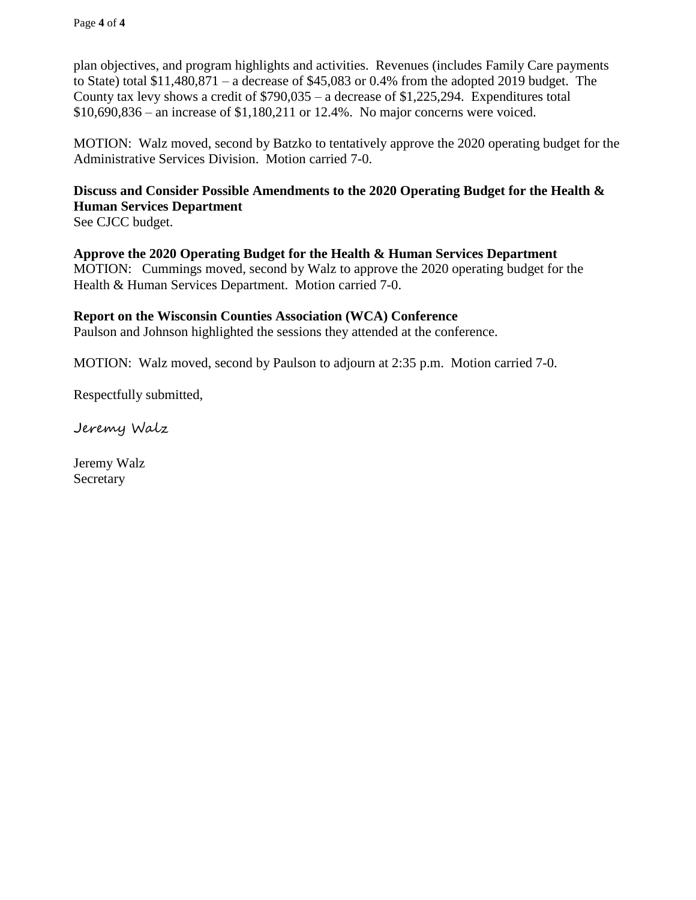plan objectives, and program highlights and activities. Revenues (includes Family Care payments to State) total $11,480,871 – a decrease of $45,083 or 0.4% from the adopted 2019 budget. The County tax levy shows a credit of $790,035 – a decrease of $1,225,294. Expenditures total $10,690,836 – an increase of $1,180,211 or 12.4%. No major concerns were voiced.

MOTION: Walz moved, second by Batzko to tentatively approve the 2020 operating budget for the Administrative Services Division. Motion carried 7-0.

**Discuss and Consider Possible Amendments to the 2020 Operating Budget for the Health & Human Services Department**
See CJCC budget.

**Approve the 2020 Operating Budget for the Health & Human Services Department**
MOTION: Cummings moved, second by Walz to approve the 2020 operating budget for the Health & Human Services Department. Motion carried 7-0.

**Report on the Wisconsin Counties Association (WCA) Conference**
Paulson and Johnson highlighted the sessions they attended at the conference.

MOTION: Walz moved, second by Paulson to adjourn at 2:35 p.m. Motion carried 7-0.

Respectfully submitted,

*Jeremy Walz*

Jeremy Walz
Secretary